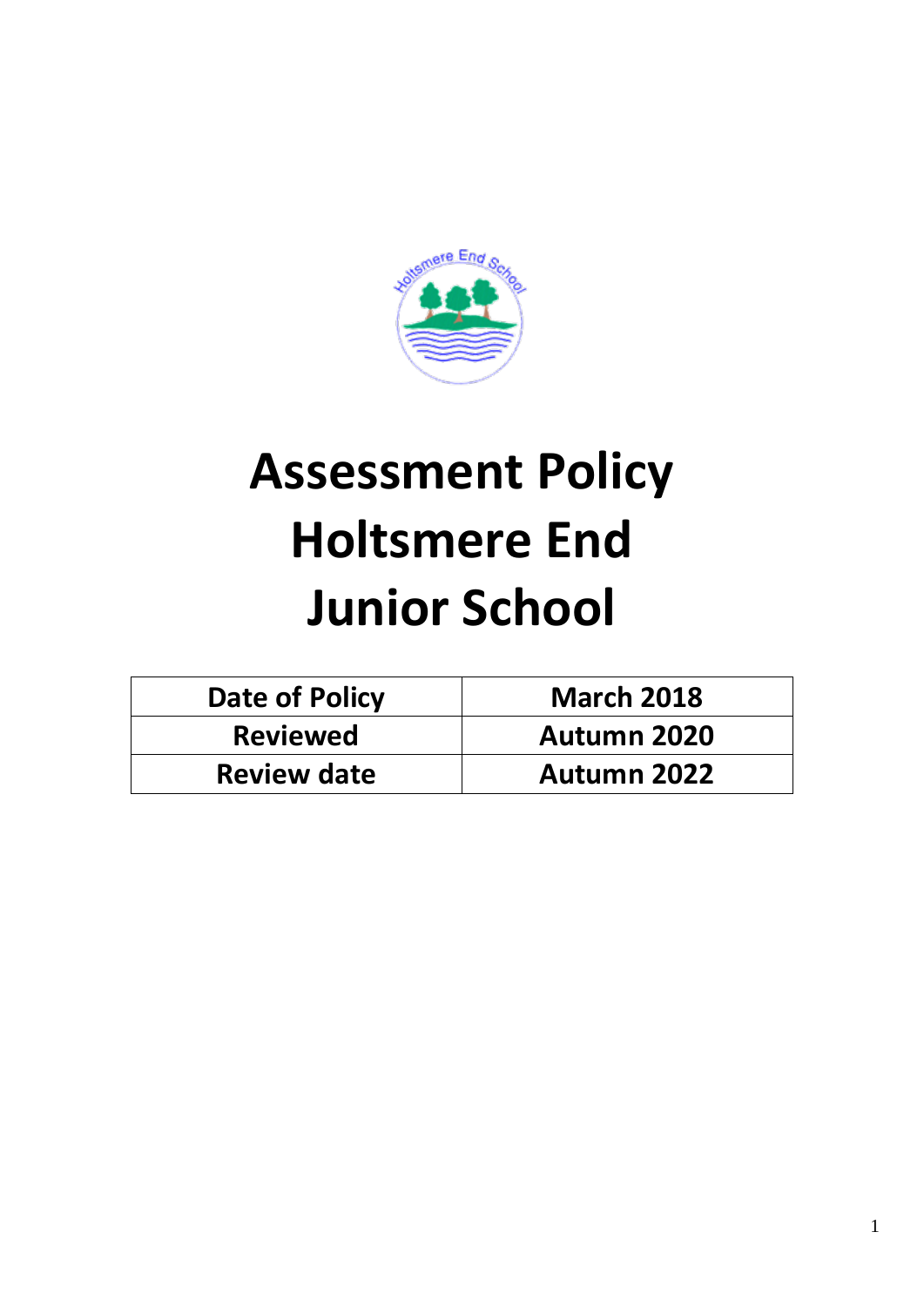# Assessment Policy Holtsmere End Junior School

| Date of Policy | March 2018 |
|---|---|
| Reviewed | Autumn 2020 |
| Review date | Autumn 2022 |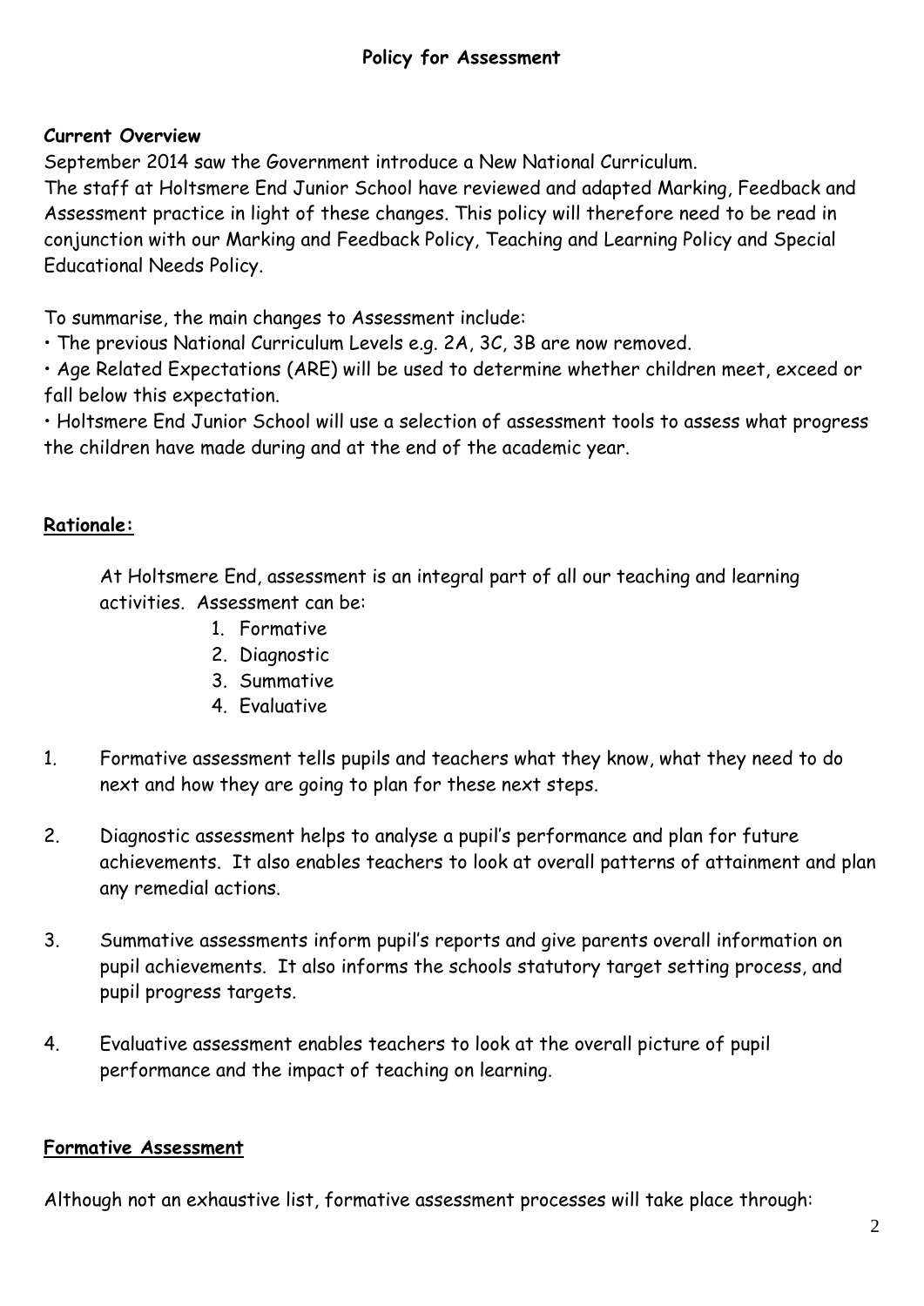## Policy for Assessment

**Current Overview**

September 2014 saw the Government introduce a New National Curriculum.
The staff at Holtsmere End Junior School have reviewed and adapted Marking, Feedback and Assessment practice in light of these changes. This policy will therefore need to be read in conjunction with our Marking and Feedback Policy, Teaching and Learning Policy and Special Educational Needs Policy.

To summarise, the main changes to Assessment include:

- The previous National Curriculum Levels e.g. 2A, 3C, 3B are now removed.
- Age Related Expectations (ARE) will be used to determine whether children meet, exceed or fall below this expectation.
- Holtsmere End Junior School will use a selection of assessment tools to assess what progress the children have made during and at the end of the academic year.

**Rationale:**

At Holtsmere End, assessment is an integral part of all our teaching and learning activities. Assessment can be:

1. Formative
2. Diagnostic
3. Summative
4. Evaluative

1. Formative assessment tells pupils and teachers what they know, what they need to do next and how they are going to plan for these next steps.
2. Diagnostic assessment helps to analyse a pupil's performance and plan for future achievements. It also enables teachers to look at overall patterns of attainment and plan any remedial actions.
3. Summative assessments inform pupil's reports and give parents overall information on pupil achievements. It also informs the schools statutory target setting process, and pupil progress targets.
4. Evaluative assessment enables teachers to look at the overall picture of pupil performance and the impact of teaching on learning.

**Formative Assessment**

Although not an exhaustive list, formative assessment processes will take place through: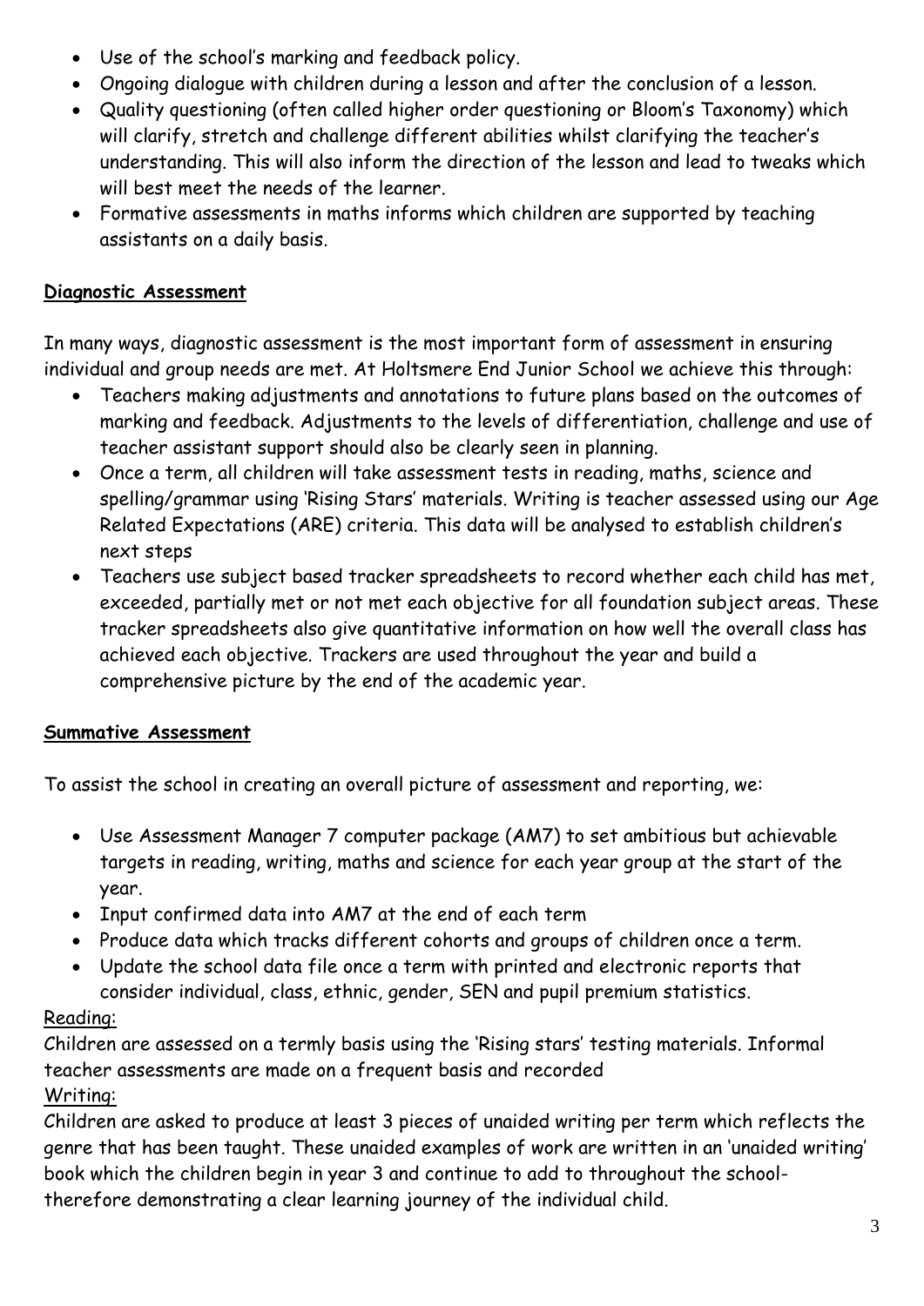- Use of the school's marking and feedback policy.
- Ongoing dialogue with children during a lesson and after the conclusion of a lesson.
- Quality questioning (often called higher order questioning or Bloom's Taxonomy) which will clarify, stretch and challenge different abilities whilst clarifying the teacher's understanding. This will also inform the direction of the lesson and lead to tweaks which will best meet the needs of the learner.
- Formative assessments in maths informs which children are supported by teaching assistants on a daily basis.

**Diagnostic Assessment**

In many ways, diagnostic assessment is the most important form of assessment in ensuring individual and group needs are met. At Holtsmere End Junior School we achieve this through:

- Teachers making adjustments and annotations to future plans based on the outcomes of marking and feedback. Adjustments to the levels of differentiation, challenge and use of teacher assistant support should also be clearly seen in planning.
- Once a term, all children will take assessment tests in reading, maths, science and spelling/grammar using 'Rising Stars' materials. Writing is teacher assessed using our Age Related Expectations (ARE) criteria. This data will be analysed to establish children's next steps
- Teachers use subject based tracker spreadsheets to record whether each child has met, exceeded, partially met or not met each objective for all foundation subject areas. These tracker spreadsheets also give quantitative information on how well the overall class has achieved each objective. Trackers are used throughout the year and build a comprehensive picture by the end of the academic year.

**Summative Assessment**

To assist the school in creating an overall picture of assessment and reporting, we:

- Use Assessment Manager 7 computer package (AM7) to set ambitious but achievable targets in reading, writing, maths and science for each year group at the start of the year.
- Input confirmed data into AM7 at the end of each term
- Produce data which tracks different cohorts and groups of children once a term.
- Update the school data file once a term with printed and electronic reports that consider individual, class, ethnic, gender, SEN and pupil premium statistics.

Reading:

Children are assessed on a termly basis using the 'Rising stars' testing materials. Informal teacher assessments are made on a frequent basis and recorded

Writing:

Children are asked to produce at least 3 pieces of unaided writing per term which reflects the genre that has been taught. These unaided examples of work are written in an 'unaided writing' book which the children begin in year 3 and continue to add to throughout the school-therefore demonstrating a clear learning journey of the individual child.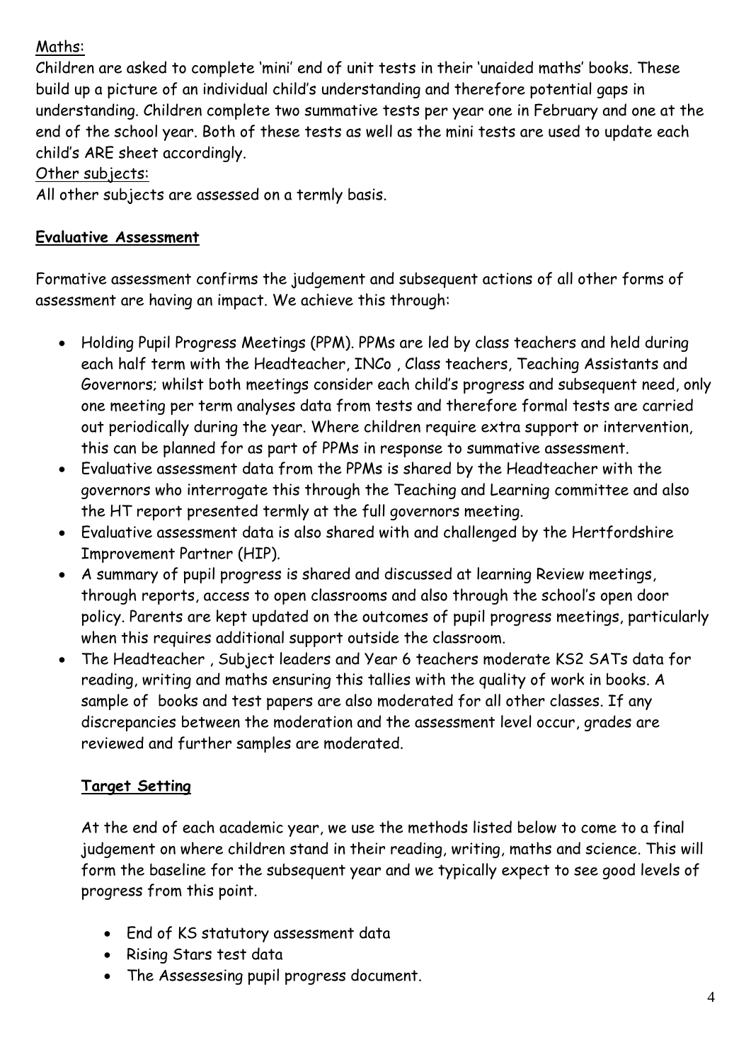Maths:

Children are asked to complete 'mini' end of unit tests in their 'unaided maths' books. These build up a picture of an individual child's understanding and therefore potential gaps in understanding. Children complete two summative tests per year one in February and one at the end of the school year. Both of these tests as well as the mini tests are used to update each child's ARE sheet accordingly.

Other subjects:

All other subjects are assessed on a termly basis.

## **Evaluative Assessment**

Formative assessment confirms the judgement and subsequent actions of all other forms of assessment are having an impact. We achieve this through:

- Holding Pupil Progress Meetings (PPM). PPMs are led by class teachers and held during each half term with the Headteacher, INCo , Class teachers, Teaching Assistants and Governors; whilst both meetings consider each child's progress and subsequent need, only one meeting per term analyses data from tests and therefore formal tests are carried out periodically during the year. Where children require extra support or intervention, this can be planned for as part of PPMs in response to summative assessment.
- Evaluative assessment data from the PPMs is shared by the Headteacher with the governors who interrogate this through the Teaching and Learning committee and also the HT report presented termly at the full governors meeting.
- Evaluative assessment data is also shared with and challenged by the Hertfordshire Improvement Partner (HIP).
- A summary of pupil progress is shared and discussed at learning Review meetings, through reports, access to open classrooms and also through the school's open door policy. Parents are kept updated on the outcomes of pupil progress meetings, particularly when this requires additional support outside the classroom.
- The Headteacher , Subject leaders and Year 6 teachers moderate KS2 SATs data for reading, writing and maths ensuring this tallies with the quality of work in books. A sample of books and test papers are also moderated for all other classes. If any discrepancies between the moderation and the assessment level occur, grades are reviewed and further samples are moderated.

## **Target Setting**

At the end of each academic year, we use the methods listed below to come to a final judgement on where children stand in their reading, writing, maths and science. This will form the baseline for the subsequent year and we typically expect to see good levels of progress from this point.

- End of KS statutory assessment data
- Rising Stars test data
- The Assessesing pupil progress document.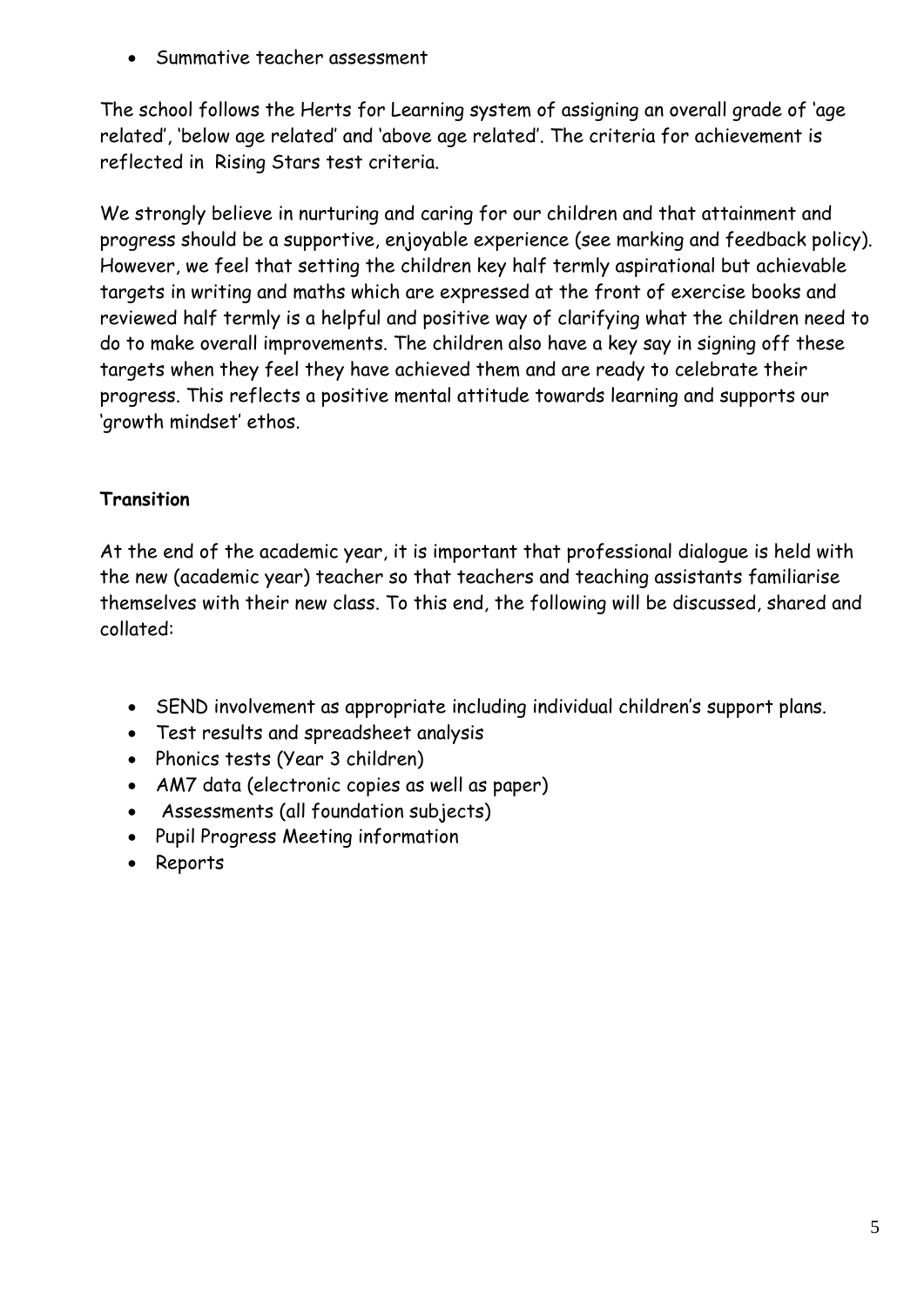- Summative teacher assessment

The school follows the Herts for Learning system of assigning an overall grade of 'age related', 'below age related' and 'above age related'. The criteria for achievement is reflected in Rising Stars test criteria.

We strongly believe in nurturing and caring for our children and that attainment and progress should be a supportive, enjoyable experience (see marking and feedback policy). However, we feel that setting the children key half termly aspirational but achievable targets in writing and maths which are expressed at the front of exercise books and reviewed half termly is a helpful and positive way of clarifying what the children need to do to make overall improvements. The children also have a key say in signing off these targets when they feel they have achieved them and are ready to celebrate their progress. This reflects a positive mental attitude towards learning and supports our 'growth mindset' ethos.

**Transition**

At the end of the academic year, it is important that professional dialogue is held with the new (academic year) teacher so that teachers and teaching assistants familiarise themselves with their new class. To this end, the following will be discussed, shared and collated:

- SEND involvement as appropriate including individual children's support plans.
- Test results and spreadsheet analysis
- Phonics tests (Year 3 children)
- AM7 data (electronic copies as well as paper)
- Assessments (all foundation subjects)
- Pupil Progress Meeting information
- Reports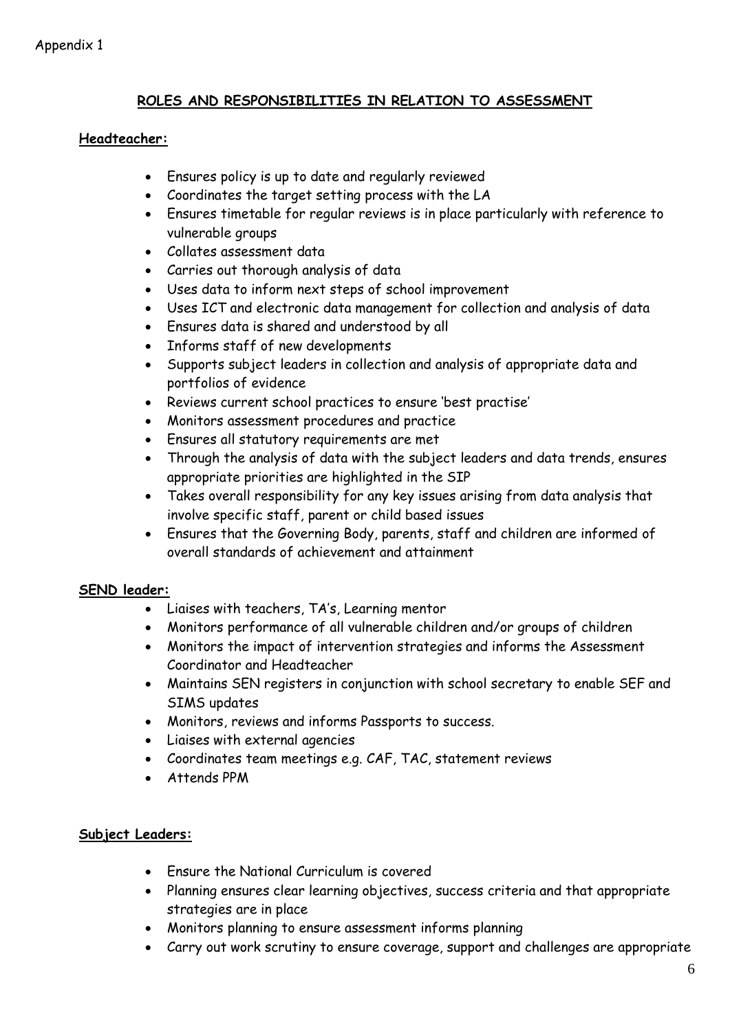Appendix 1

## ROLES AND RESPONSIBILITIES IN RELATION TO ASSESSMENT

### Headteacher:

- Ensures policy is up to date and regularly reviewed
- Coordinates the target setting process with the LA
- Ensures timetable for regular reviews is in place particularly with reference to vulnerable groups
- Collates assessment data
- Carries out thorough analysis of data
- Uses data to inform next steps of school improvement
- Uses ICT and electronic data management for collection and analysis of data
- Ensures data is shared and understood by all
- Informs staff of new developments
- Supports subject leaders in collection and analysis of appropriate data and portfolios of evidence
- Reviews current school practices to ensure 'best practise'
- Monitors assessment procedures and practice
- Ensures all statutory requirements are met
- Through the analysis of data with the subject leaders and data trends, ensures appropriate priorities are highlighted in the SIP
- Takes overall responsibility for any key issues arising from data analysis that involve specific staff, parent or child based issues
- Ensures that the Governing Body, parents, staff and children are informed of overall standards of achievement and attainment

### SEND leader:

- Liaises with teachers, TA's, Learning mentor
- Monitors performance of all vulnerable children and/or groups of children
- Monitors the impact of intervention strategies and informs the Assessment Coordinator and Headteacher
- Maintains SEN registers in conjunction with school secretary to enable SEF and SIMS updates
- Monitors, reviews and informs Passports to success.
- Liaises with external agencies
- Coordinates team meetings e.g. CAF, TAC, statement reviews
- Attends PPM

### Subject Leaders:

- Ensure the National Curriculum is covered
- Planning ensures clear learning objectives, success criteria and that appropriate strategies are in place
- Monitors planning to ensure assessment informs planning
- Carry out work scrutiny to ensure coverage, support and challenges are appropriate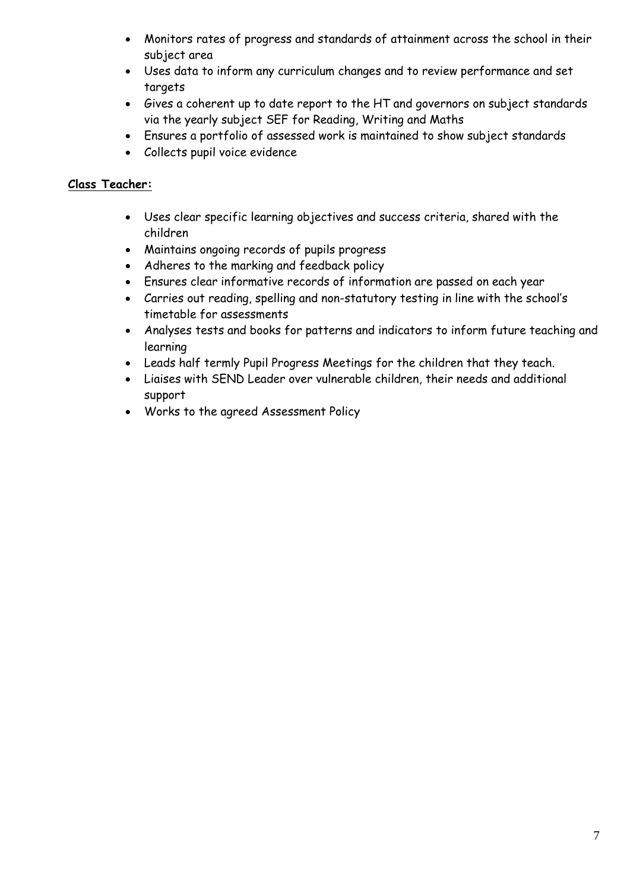- Monitors rates of progress and standards of attainment across the school in their subject area
- Uses data to inform any curriculum changes and to review performance and set targets
- Gives a coherent up to date report to the HT and governors on subject standards via the yearly subject SEF for Reading, Writing and Maths
- Ensures a portfolio of assessed work is maintained to show subject standards
- Collects pupil voice evidence

**Class Teacher:**

- Uses clear specific learning objectives and success criteria, shared with the children
- Maintains ongoing records of pupils progress
- Adheres to the marking and feedback policy
- Ensures clear informative records of information are passed on each year
- Carries out reading, spelling and non-statutory testing in line with the school's timetable for assessments
- Analyses tests and books for patterns and indicators to inform future teaching and learning
- Leads half termly Pupil Progress Meetings for the children that they teach.
- Liaises with SEND Leader over vulnerable children, their needs and additional support
- Works to the agreed Assessment Policy